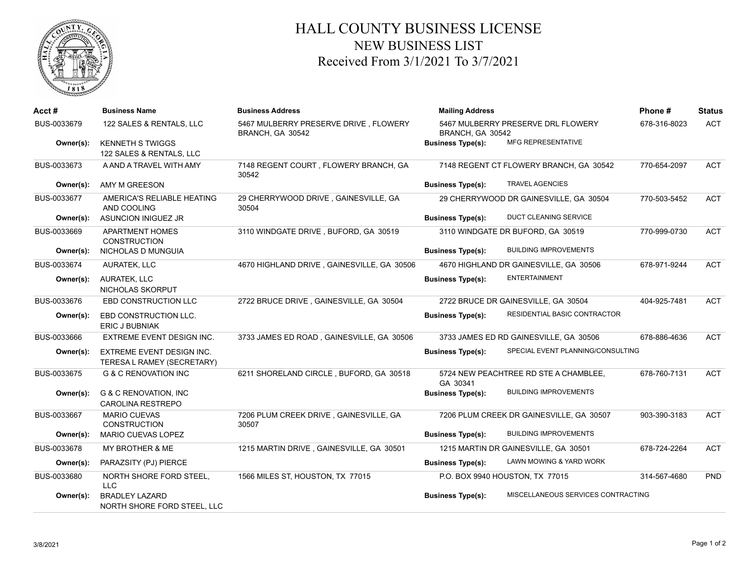# HALL COUNTY BUSINESS LICENSE

## NEW BUSINESS LIST

## Received From 3/1/2021 To 3/7/2021

| Acct # | Business Name | Business Address | Mailing Address | Phone # | Status |
|---|---|---|---|---|---|
| BUS-0033679 | 122 SALES & RENTALS, LLC | 5467 MULBERRY PRESERVE DRIVE , FLOWERY BRANCH, GA 30542 | 5467 MULBERRY PRESERVE DRL FLOWERY BRANCH, GA 30542 | 678-316-8023 | ACT |
| Owner(s): | KENNETH S TWIGGS<br>122 SALES & RENTALS, LLC | | Business Type(s): MFG REPRESENTATIVE | | |
| BUS-0033673 | A AND A TRAVEL WITH AMY | 7148 REGENT COURT , FLOWERY BRANCH, GA 30542 | 7148 REGENT CT FLOWERY BRANCH, GA 30542 | 770-654-2097 | ACT |
| Owner(s): | AMY M GREESON | | Business Type(s): TRAVEL AGENCIES | | |
| BUS-0033677 | AMERICA'S RELIABLE HEATING AND COOLING | 29 CHERRYWOOD DRIVE , GAINESVILLE, GA 30504 | 29 CHERRYWOOD DR GAINESVILLE, GA 30504 | 770-503-5452 | ACT |
| Owner(s): | ASUNCION INIGUEZ JR | | Business Type(s): DUCT CLEANING SERVICE | | |
| BUS-0033669 | APARTMENT HOMES CONSTRUCTION | 3110 WINDGATE DRIVE , BUFORD, GA 30519 | 3110 WINDGATE DR BUFORD, GA 30519 | 770-999-0730 | ACT |
| Owner(s): | NICHOLAS D MUNGUIA | | Business Type(s): BUILDING IMPROVEMENTS | | |
| BUS-0033674 | AURATEK, LLC | 4670 HIGHLAND DRIVE , GAINESVILLE, GA 30506 | 4670 HIGHLAND DR GAINESVILLE, GA 30506 | 678-971-9244 | ACT |
| Owner(s): | AURATEK, LLC<br>NICHOLAS SKORPUT | | Business Type(s): ENTERTAINMENT | | |
| BUS-0033676 | EBD CONSTRUCTION LLC | 2722 BRUCE DRIVE , GAINESVILLE, GA 30504 | 2722 BRUCE DR GAINESVILLE, GA 30504 | 404-925-7481 | ACT |
| Owner(s): | EBD CONSTRUCTION LLC.<br>ERIC J BUBNIAK | | Business Type(s): RESIDENTIAL BASIC CONTRACTOR | | |
| BUS-0033666 | EXTREME EVENT DESIGN INC. | 3733 JAMES ED ROAD , GAINESVILLE, GA 30506 | 3733 JAMES ED RD GAINESVILLE, GA 30506 | 678-886-4636 | ACT |
| Owner(s): | EXTREME EVENT DESIGN INC.<br>TERESA L RAMEY (SECRETARY) | | Business Type(s): SPECIAL EVENT PLANNING/CONSULTING | | |
| BUS-0033675 | G & C RENOVATION INC | 6211 SHORELAND CIRCLE , BUFORD, GA 30518 | 5724 NEW PEACHTREE RD STE A CHAMBLEE, GA 30341 | 678-760-7131 | ACT |
| Owner(s): | G & C RENOVATION, INC<br>CAROLINA RESTREPO | | Business Type(s): BUILDING IMPROVEMENTS | | |
| BUS-0033667 | MARIO CUEVAS CONSTRUCTION | 7206 PLUM CREEK DRIVE , GAINESVILLE, GA 30507 | 7206 PLUM CREEK DR GAINESVILLE, GA 30507 | 903-390-3183 | ACT |
| Owner(s): | MARIO CUEVAS LOPEZ | | Business Type(s): BUILDING IMPROVEMENTS | | |
| BUS-0033678 | MY BROTHER & ME | 1215 MARTIN DRIVE , GAINESVILLE, GA 30501 | 1215 MARTIN DR GAINESVILLE, GA 30501 | 678-724-2264 | ACT |
| Owner(s): | PARAZSITY (PJ) PIERCE | | Business Type(s): LAWN MOWING & YARD WORK | | |
| BUS-0033680 | NORTH SHORE FORD STEEL, LLC | 1566 MILES ST, HOUSTON, TX 77015 | P.O. BOX 9940 HOUSTON, TX 77015 | 314-567-4680 | PND |
| Owner(s): | BRADLEY LAZARD<br>NORTH SHORE FORD STEEL, LLC | | Business Type(s): MISCELLANEOUS SERVICES CONTRACTING | | |

3/8/2021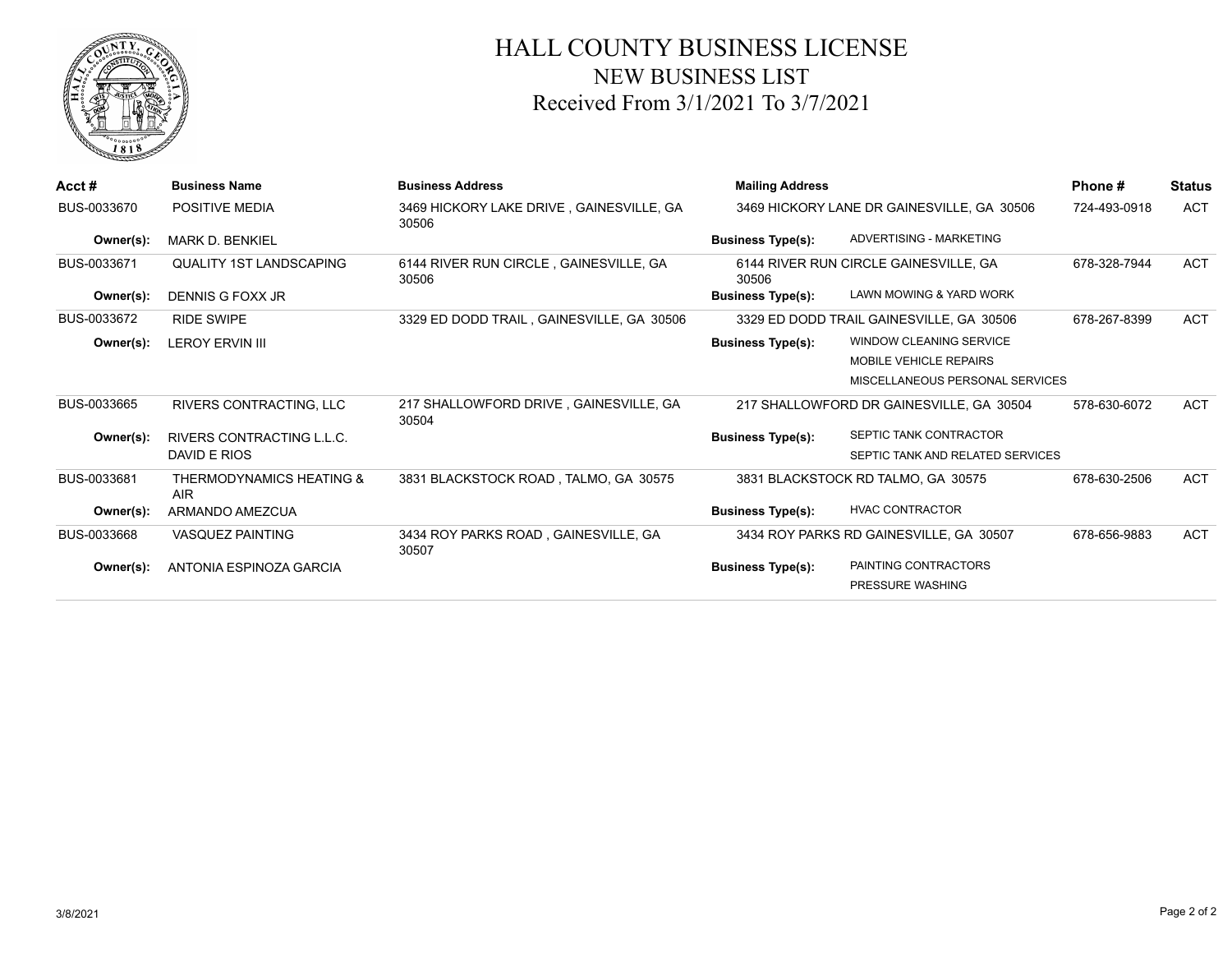# HALL COUNTY BUSINESS LICENSE
## NEW BUSINESS LIST
### Received From 3/1/2021 To 3/7/2021

| Acct # | Business Name | Business Address | Mailing Address | | Phone # | Status |
|---|---|---|---|---|---|---|
| BUS-0033670 | POSITIVE MEDIA | 3469 HICKORY LAKE DRIVE , GAINESVILLE, GA 30506 | 3469 HICKORY LANE DR GAINESVILLE, GA 30506 | | 724-493-0918 | ACT |
| **Owner(s):** | MARK D. BENKIEL | | **Business Type(s):** | ADVERTISING - MARKETING | | |
| BUS-0033671 | QUALITY 1ST LANDSCAPING | 6144 RIVER RUN CIRCLE , GAINESVILLE, GA 30506 | 6144 RIVER RUN CIRCLE GAINESVILLE, GA 30506 | | 678-328-7944 | ACT |
| **Owner(s):** | DENNIS G FOXX JR | | **Business Type(s):** | LAWN MOWING & YARD WORK | | |
| BUS-0033672 | RIDE SWIPE | 3329 ED DODD TRAIL , GAINESVILLE, GA 30506 | 3329 ED DODD TRAIL GAINESVILLE, GA 30506 | | 678-267-8399 | ACT |
| **Owner(s):** | LEROY ERVIN III | | **Business Type(s):** | WINDOW CLEANING SERVICE<br>MOBILE VEHICLE REPAIRS<br>MISCELLANEOUS PERSONAL SERVICES | | |
| BUS-0033665 | RIVERS CONTRACTING, LLC | 217 SHALLOWFORD DRIVE , GAINESVILLE, GA 30504 | 217 SHALLOWFORD DR GAINESVILLE, GA 30504 | | 578-630-6072 | ACT |
| **Owner(s):** | RIVERS CONTRACTING L.L.C.<br>DAVID E RIOS | | **Business Type(s):** | SEPTIC TANK CONTRACTOR<br>SEPTIC TANK AND RELATED SERVICES | | |
| BUS-0033681 | THERMODYNAMICS HEATING & AIR | 3831 BLACKSTOCK ROAD , TALMO, GA 30575 | 3831 BLACKSTOCK RD TALMO, GA 30575 | | 678-630-2506 | ACT |
| **Owner(s):** | ARMANDO AMEZCUA | | **Business Type(s):** | HVAC CONTRACTOR | | |
| BUS-0033668 | VASQUEZ PAINTING | 3434 ROY PARKS ROAD , GAINESVILLE, GA 30507 | 3434 ROY PARKS RD GAINESVILLE, GA 30507 | | 678-656-9883 | ACT |
| **Owner(s):** | ANTONIA ESPINOZA GARCIA | | **Business Type(s):** | PAINTING CONTRACTORS<br>PRESSURE WASHING | | |

3/8/2021